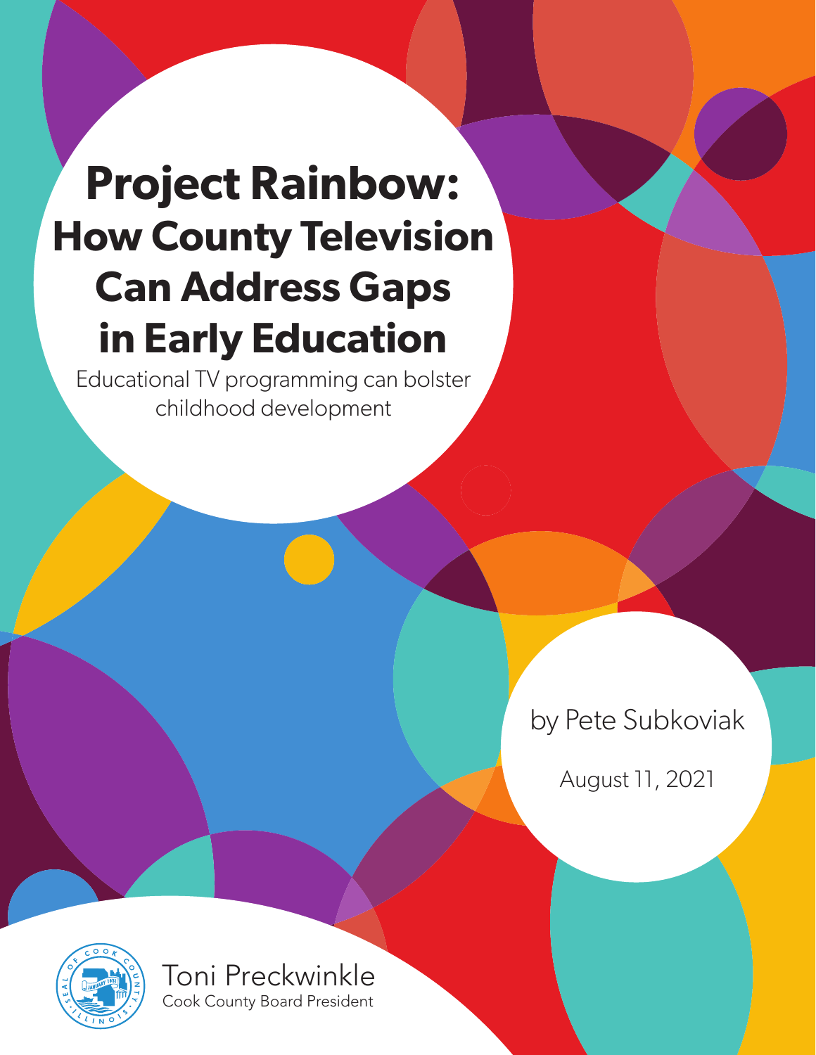# Project Rainbow: How County Television Can Address Gaps in Early Education

Educational TV programming can bolster childhood development

by Pete Subkoviak

August 11, 2021

Toni Preckwinkle
Cook County Board President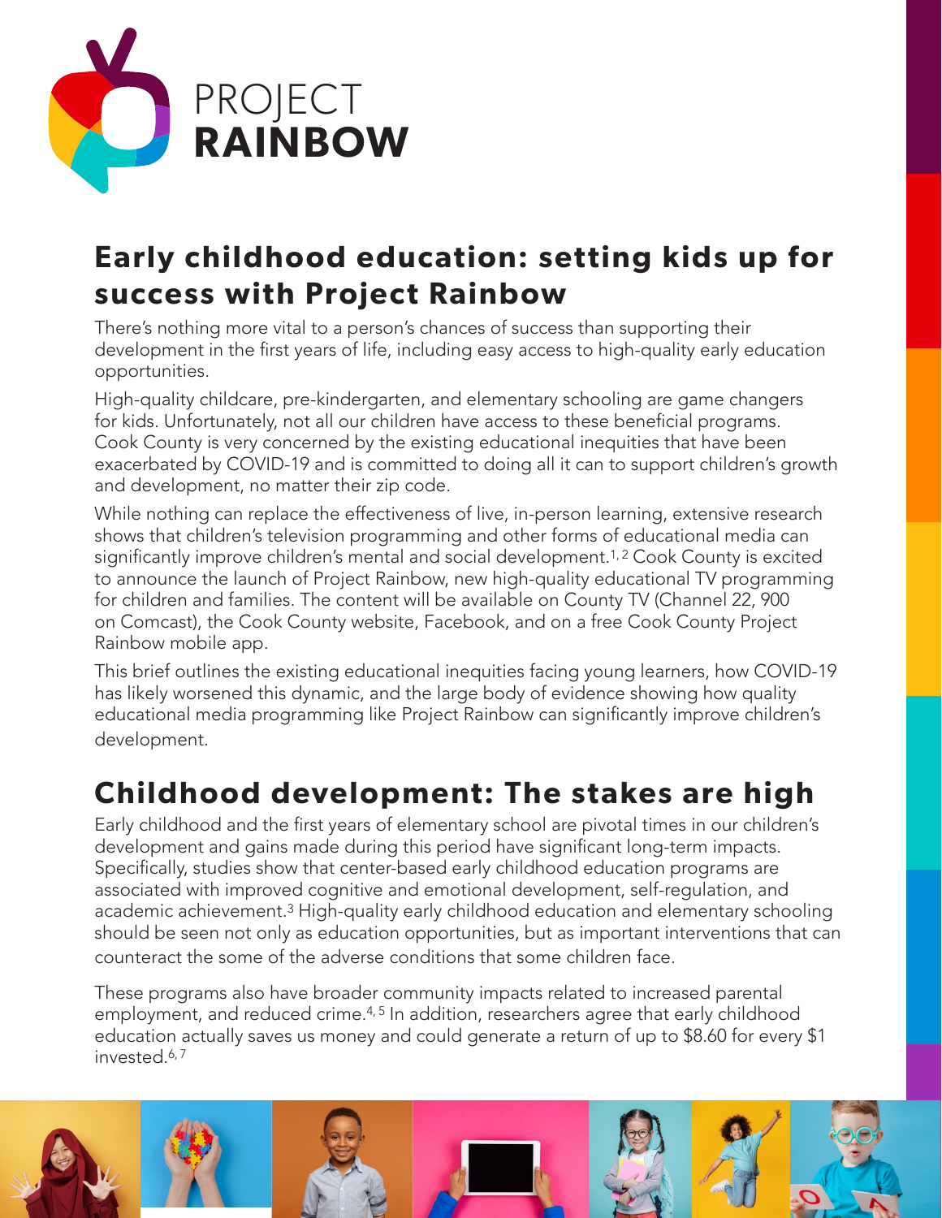PROJECT
**RAINBOW**

## Early childhood education: setting kids up for success with Project Rainbow

There's nothing more vital to a person's chances of success than supporting their development in the first years of life, including easy access to high-quality early education opportunities.

High-quality childcare, pre-kindergarten, and elementary schooling are game changers for kids. Unfortunately, not all our children have access to these beneficial programs. Cook County is very concerned by the existing educational inequities that have been exacerbated by COVID-19 and is committed to doing all it can to support children's growth and development, no matter their zip code.

While nothing can replace the effectiveness of live, in-person learning, extensive research shows that children's television programming and other forms of educational media can significantly improve children's mental and social development.[1, 2] Cook County is excited to announce the launch of Project Rainbow, new high-quality educational TV programming for children and families. The content will be available on County TV (Channel 22, 900 on Comcast), the Cook County website, Facebook, and on a free Cook County Project Rainbow mobile app.

This brief outlines the existing educational inequities facing young learners, how COVID-19 has likely worsened this dynamic, and the large body of evidence showing how quality educational media programming like Project Rainbow can significantly improve children's development.

## Childhood development: The stakes are high

Early childhood and the first years of elementary school are pivotal times in our children's development and gains made during this period have significant long-term impacts. Specifically, studies show that center-based early childhood education programs are associated with improved cognitive and emotional development, self-regulation, and academic achievement.[3] High-quality early childhood education and elementary schooling should be seen not only as education opportunities, but as important interventions that can counteract the some of the adverse conditions that some children face.

These programs also have broader community impacts related to increased parental employment, and reduced crime.[4, 5] In addition, researchers agree that early childhood education actually saves us money and could generate a return of up to $8.60 for every $1 invested.[6, 7]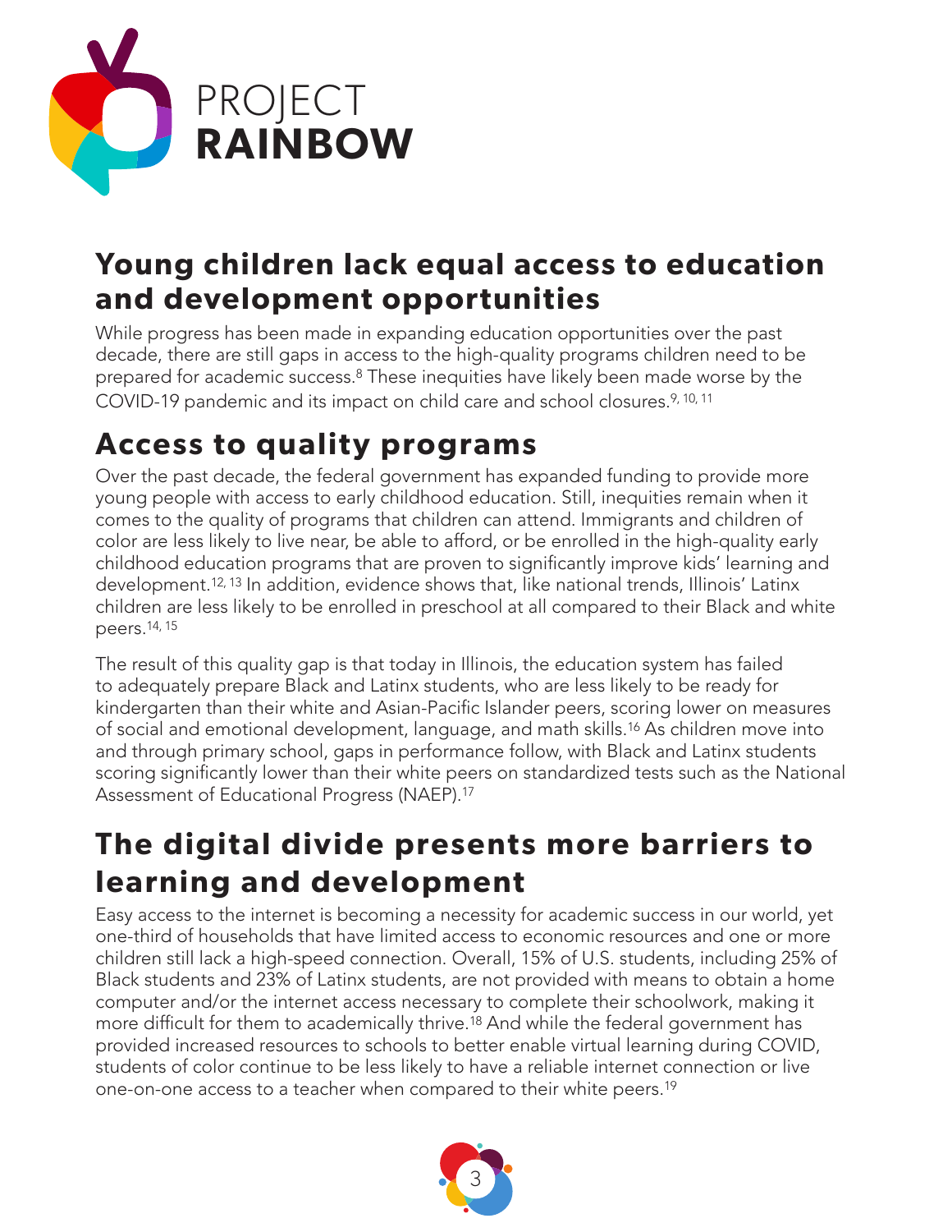PROJECT **RAINBOW**

## Young children lack equal access to education and development opportunities

While progress has been made in expanding education opportunities over the past decade, there are still gaps in access to the high-quality programs children need to be prepared for academic success.[8] These inequities have likely been made worse by the COVID-19 pandemic and its impact on child care and school closures.[9, 10, 11]

## Access to quality programs

Over the past decade, the federal government has expanded funding to provide more young people with access to early childhood education. Still, inequities remain when it comes to the quality of programs that children can attend. Immigrants and children of color are less likely to live near, be able to afford, or be enrolled in the high-quality early childhood education programs that are proven to significantly improve kids' learning and development.[12, 13] In addition, evidence shows that, like national trends, Illinois' Latinx children are less likely to be enrolled in preschool at all compared to their Black and white peers.[14, 15]

The result of this quality gap is that today in Illinois, the education system has failed to adequately prepare Black and Latinx students, who are less likely to be ready for kindergarten than their white and Asian-Pacific Islander peers, scoring lower on measures of social and emotional development, language, and math skills.[16] As children move into and through primary school, gaps in performance follow, with Black and Latinx students scoring significantly lower than their white peers on standardized tests such as the National Assessment of Educational Progress (NAEP).[17]

## The digital divide presents more barriers to learning and development

Easy access to the internet is becoming a necessity for academic success in our world, yet one-third of households that have limited access to economic resources and one or more children still lack a high-speed connection. Overall, 15% of U.S. students, including 25% of Black students and 23% of Latinx students, are not provided with means to obtain a home computer and/or the internet access necessary to complete their schoolwork, making it more difficult for them to academically thrive.[18] And while the federal government has provided increased resources to schools to better enable virtual learning during COVID, students of color continue to be less likely to have a reliable internet connection or live one-on-one access to a teacher when compared to their white peers.[19]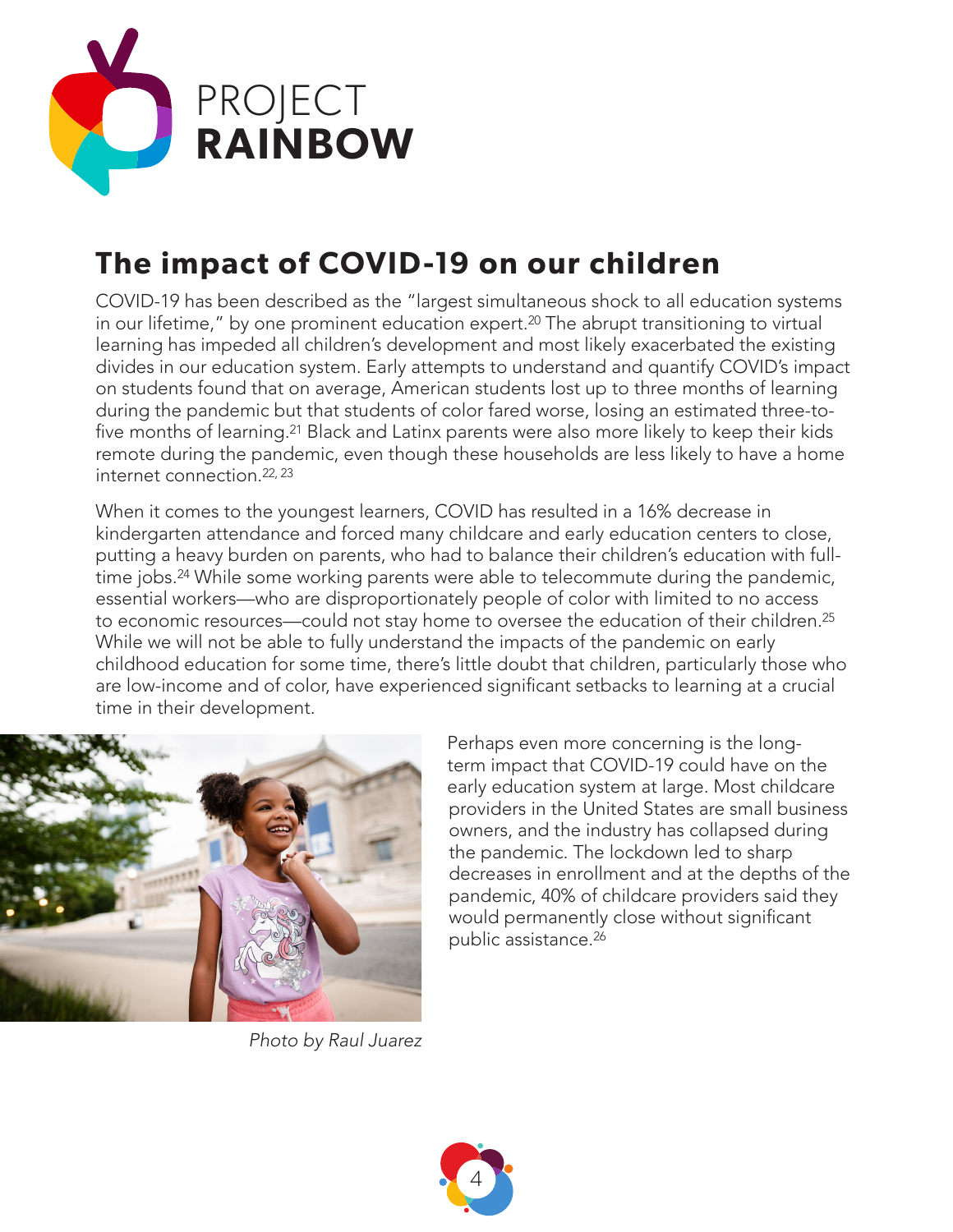## The impact of COVID-19 on our children

COVID-19 has been described as the "largest simultaneous shock to all education systems in our lifetime," by one prominent education expert.[20] The abrupt transitioning to virtual learning has impeded all children's development and most likely exacerbated the existing divides in our education system. Early attempts to understand and quantify COVID's impact on students found that on average, American students lost up to three months of learning during the pandemic but that students of color fared worse, losing an estimated three-to-five months of learning.[21] Black and Latinx parents were also more likely to keep their kids remote during the pandemic, even though these households are less likely to have a home internet connection.[22, 23]

When it comes to the youngest learners, COVID has resulted in a 16% decrease in kindergarten attendance and forced many childcare and early education centers to close, putting a heavy burden on parents, who had to balance their children's education with full-time jobs.[24] While some working parents were able to telecommute during the pandemic, essential workers—who are disproportionately people of color with limited to no access to economic resources—could not stay home to oversee the education of their children.[25] While we will not be able to fully understand the impacts of the pandemic on early childhood education for some time, there's little doubt that children, particularly those who are low-income and of color, have experienced significant setbacks to learning at a crucial time in their development.

*Photo by Raul Juarez*

Perhaps even more concerning is the long-term impact that COVID-19 could have on the early education system at large. Most childcare providers in the United States are small business owners, and the industry has collapsed during the pandemic. The lockdown led to sharp decreases in enrollment and at the depths of the pandemic, 40% of childcare providers said they would permanently close without significant public assistance.[26]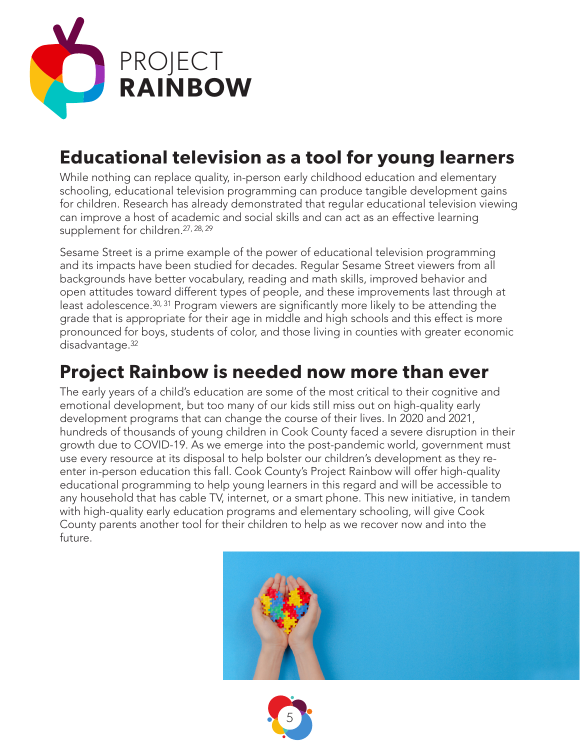# PROJECT RAINBOW

## Educational television as a tool for young learners

While nothing can replace quality, in-person early childhood education and elementary schooling, educational television programming can produce tangible development gains for children. Research has already demonstrated that regular educational television viewing can improve a host of academic and social skills and can act as an effective learning supplement for children.[27, 28, 29]

Sesame Street is a prime example of the power of educational television programming and its impacts have been studied for decades. Regular Sesame Street viewers from all backgrounds have better vocabulary, reading and math skills, improved behavior and open attitudes toward different types of people, and these improvements last through at least adolescence.[30, 31] Program viewers are significantly more likely to be attending the grade that is appropriate for their age in middle and high schools and this effect is more pronounced for boys, students of color, and those living in counties with greater economic disadvantage.[32]

## Project Rainbow is needed now more than ever

The early years of a child's education are some of the most critical to their cognitive and emotional development, but too many of our kids still miss out on high-quality early development programs that can change the course of their lives. In 2020 and 2021, hundreds of thousands of young children in Cook County faced a severe disruption in their growth due to COVID-19. As we emerge into the post-pandemic world, government must use every resource at its disposal to help bolster our children's development as they re-enter in-person education this fall. Cook County's Project Rainbow will offer high-quality educational programming to help young learners in this regard and will be accessible to any household that has cable TV, internet, or a smart phone. This new initiative, in tandem with high-quality early education programs and elementary schooling, will give Cook County parents another tool for their children to help as we recover now and into the future.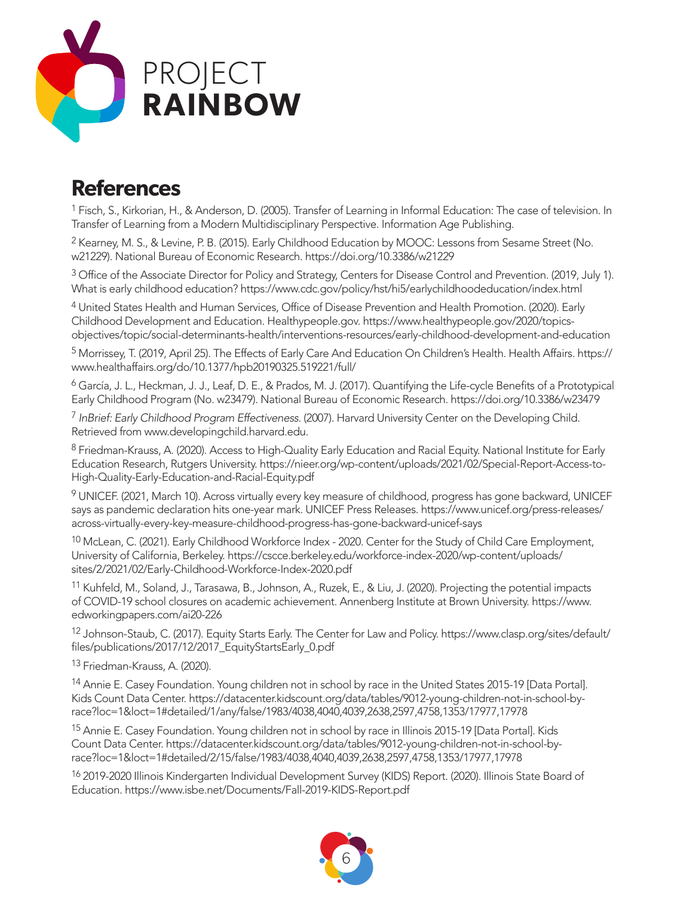PROJECT **RAINBOW**

## References

[1] Fisch, S., Kirkorian, H., & Anderson, D. (2005). Transfer of Learning in Informal Education: The case of television. In Transfer of Learning from a Modern Multidisciplinary Perspective. Information Age Publishing.

[2] Kearney, M. S., & Levine, P. B. (2015). Early Childhood Education by MOOC: Lessons from Sesame Street (No. w21229). National Bureau of Economic Research. https://doi.org/10.3386/w21229

[3] Office of the Associate Director for Policy and Strategy, Centers for Disease Control and Prevention. (2019, July 1). What is early childhood education? https://www.cdc.gov/policy/hst/hi5/earlychildhoodeducation/index.html

[4] United States Health and Human Services, Office of Disease Prevention and Health Promotion. (2020). Early Childhood Development and Education. Healthypeople.gov. https://www.healthypeople.gov/2020/topics-objectives/topic/social-determinants-health/interventions-resources/early-childhood-development-and-education

[5] Morrissey, T. (2019, April 25). The Effects of Early Care And Education On Children's Health. Health Affairs. https://www.healthaffairs.org/do/10.1377/hpb20190325.519221/full/

[6] García, J. L., Heckman, J. J., Leaf, D. E., & Prados, M. J. (2017). Quantifying the Life-cycle Benefits of a Prototypical Early Childhood Program (No. w23479). National Bureau of Economic Research. https://doi.org/10.3386/w23479

[7] *InBrief: Early Childhood Program Effectiveness.* (2007). Harvard University Center on the Developing Child. Retrieved from www.developingchild.harvard.edu.

[8] Friedman-Krauss, A. (2020). Access to High-Quality Early Education and Racial Equity. National Institute for Early Education Research, Rutgers University. https://nieer.org/wp-content/uploads/2021/02/Special-Report-Access-to-High-Quality-Early-Education-and-Racial-Equity.pdf

[9] UNICEF. (2021, March 10). Across virtually every key measure of childhood, progress has gone backward, UNICEF says as pandemic declaration hits one-year mark. UNICEF Press Releases. https://www.unicef.org/press-releases/across-virtually-every-key-measure-childhood-progress-has-gone-backward-unicef-says

[10] McLean, C. (2021). Early Childhood Workforce Index - 2020. Center for the Study of Child Care Employment, University of California, Berkeley. https://cscce.berkeley.edu/workforce-index-2020/wp-content/uploads/sites/2/2021/02/Early-Childhood-Workforce-Index-2020.pdf

[11] Kuhfeld, M., Soland, J., Tarasawa, B., Johnson, A., Ruzek, E., & Liu, J. (2020). Projecting the potential impacts of COVID-19 school closures on academic achievement. Annenberg Institute at Brown University. https://www.edworkingpapers.com/ai20-226

[12] Johnson-Staub, C. (2017). Equity Starts Early. The Center for Law and Policy. https://www.clasp.org/sites/default/files/publications/2017/12/2017_EquityStartsEarly_0.pdf

[13] Friedman-Krauss, A. (2020).

[14] Annie E. Casey Foundation. Young children not in school by race in the United States 2015-19 [Data Portal]. Kids Count Data Center. https://datacenter.kidscount.org/data/tables/9012-young-children-not-in-school-by-race?loc=1&loct=1#detailed/1/any/false/1983/4038,4040,4039,2638,2597,4758,1353/17977,17978

[15] Annie E. Casey Foundation. Young children not in school by race in Illinois 2015-19 [Data Portal]. Kids Count Data Center. https://datacenter.kidscount.org/data/tables/9012-young-children-not-in-school-by-race?loc=1&loct=1#detailed/2/15/false/1983/4038,4040,4039,2638,2597,4758,1353/17977,17978

[16] 2019-2020 Illinois Kindergarten Individual Development Survey (KIDS) Report. (2020). Illinois State Board of Education. https://www.isbe.net/Documents/Fall-2019-KIDS-Report.pdf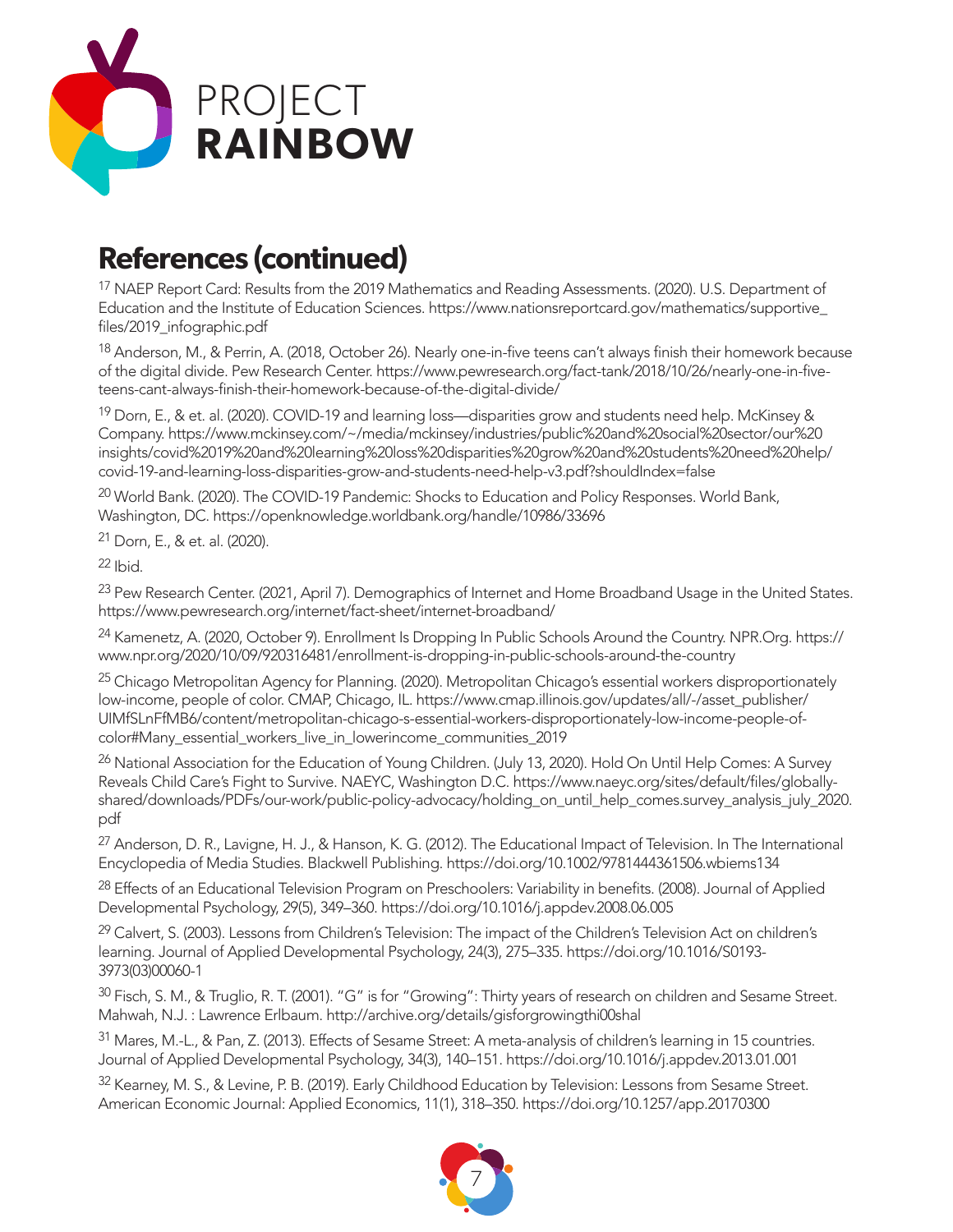# References (continued)

[17] NAEP Report Card: Results from the 2019 Mathematics and Reading Assessments. (2020). U.S. Department of Education and the Institute of Education Sciences. https://www.nationsreportcard.gov/mathematics/supportive_files/2019_infographic.pdf

[18] Anderson, M., & Perrin, A. (2018, October 26). Nearly one-in-five teens can't always finish their homework because of the digital divide. Pew Research Center. https://www.pewresearch.org/fact-tank/2018/10/26/nearly-one-in-five-teens-cant-always-finish-their-homework-because-of-the-digital-divide/

[19] Dorn, E., & et. al. (2020). COVID-19 and learning loss—disparities grow and students need help. McKinsey & Company. https://www.mckinsey.com/~/media/mckinsey/industries/public%20and%20social%20sector/our%20insights/covid%2019%20and%20learning%20loss%20disparities%20grow%20and%20students%20need%20help/covid-19-and-learning-loss-disparities-grow-and-students-need-help-v3.pdf?shouldIndex=false

[20] World Bank. (2020). The COVID-19 Pandemic: Shocks to Education and Policy Responses. World Bank, Washington, DC. https://openknowledge.worldbank.org/handle/10986/33696

[21] Dorn, E., & et. al. (2020).

[22] Ibid.

[23] Pew Research Center. (2021, April 7). Demographics of Internet and Home Broadband Usage in the United States. https://www.pewresearch.org/internet/fact-sheet/internet-broadband/

[24] Kamenetz, A. (2020, October 9). Enrollment Is Dropping In Public Schools Around the Country. NPR.Org. https://www.npr.org/2020/10/09/920316481/enrollment-is-dropping-in-public-schools-around-the-country

[25] Chicago Metropolitan Agency for Planning. (2020). Metropolitan Chicago's essential workers disproportionately low-income, people of color. CMAP, Chicago, IL. https://www.cmap.illinois.gov/updates/all/-/asset_publisher/UIMfSLnFfMB6/content/metropolitan-chicago-s-essential-workers-disproportionately-low-income-people-of-color#Many_essential_workers_live_in_lowerincome_communities_2019

[26] National Association for the Education of Young Children. (July 13, 2020). Hold On Until Help Comes: A Survey Reveals Child Care's Fight to Survive. NAEYC, Washington D.C. https://www.naeyc.org/sites/default/files/globally-shared/downloads/PDFs/our-work/public-policy-advocacy/holding_on_until_help_comes.survey_analysis_july_2020.pdf

[27] Anderson, D. R., Lavigne, H. J., & Hanson, K. G. (2012). The Educational Impact of Television. In The International Encyclopedia of Media Studies. Blackwell Publishing. https://doi.org/10.1002/9781444361506.wbiems134

[28] Effects of an Educational Television Program on Preschoolers: Variability in benefits. (2008). Journal of Applied Developmental Psychology, 29(5), 349–360. https://doi.org/10.1016/j.appdev.2008.06.005

[29] Calvert, S. (2003). Lessons from Children's Television: The impact of the Children's Television Act on children's learning. Journal of Applied Developmental Psychology, 24(3), 275–335. https://doi.org/10.1016/S0193-3973(03)00060-1

[30] Fisch, S. M., & Truglio, R. T. (2001). "G" is for "Growing": Thirty years of research on children and Sesame Street. Mahwah, N.J. : Lawrence Erlbaum. http://archive.org/details/gisforgrowingthi00shal

[31] Mares, M.-L., & Pan, Z. (2013). Effects of Sesame Street: A meta-analysis of children's learning in 15 countries. Journal of Applied Developmental Psychology, 34(3), 140–151. https://doi.org/10.1016/j.appdev.2013.01.001

[32] Kearney, M. S., & Levine, P. B. (2019). Early Childhood Education by Television: Lessons from Sesame Street. American Economic Journal: Applied Economics, 11(1), 318–350. https://doi.org/10.1257/app.20170300